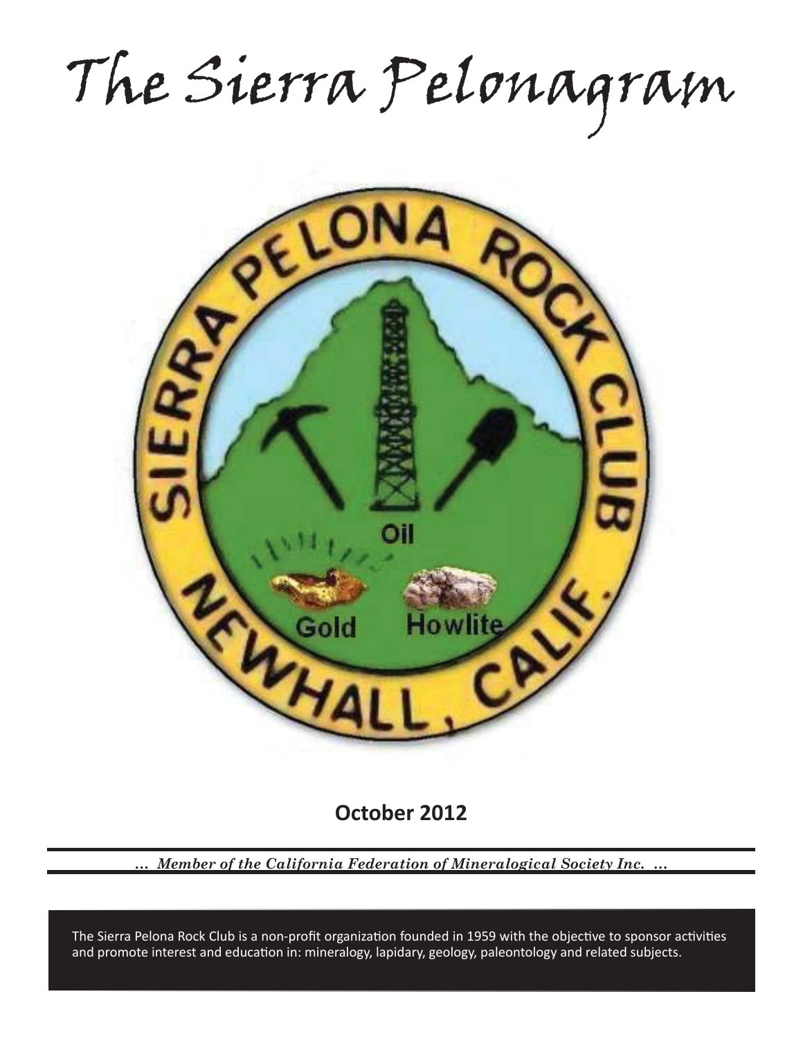# The Sierra Pelonagram

## October 2012

*... Member of the California Federation of Mineralogical Society Inc. ...*

The Sierra Pelona Rock Club is a non-profit organization founded in 1959 with the objective to sponsor activities and promote interest and education in: mineralogy, lapidary, geology, paleontology and related subjects.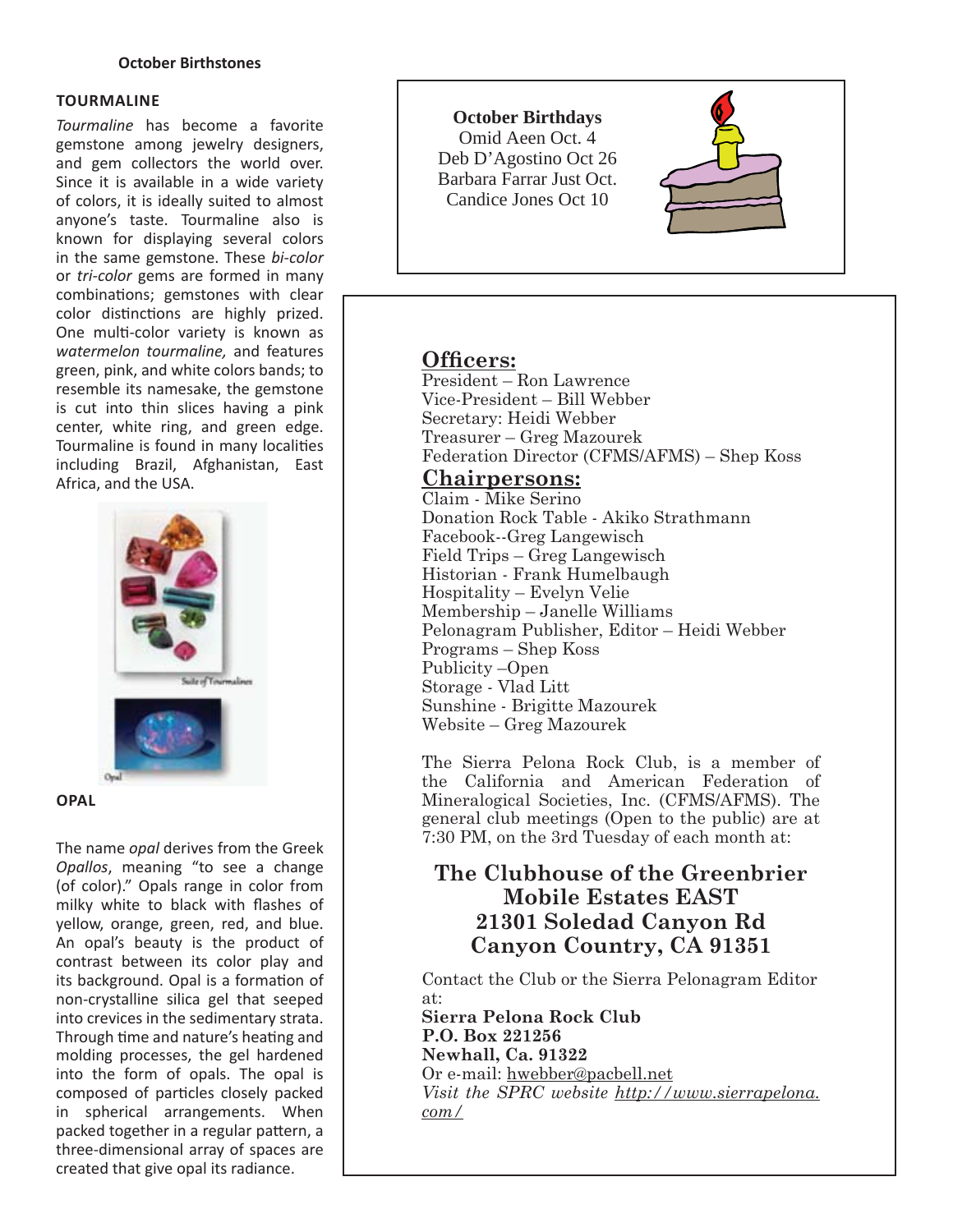## October Birthstones

### TOURMALINE

*Tourmaline* has become a favorite gemstone among jewelry designers, and gem collectors the world over. Since it is available in a wide variety of colors, it is ideally suited to almost anyone's taste. Tourmaline also is known for displaying several colors in the same gemstone. These *bi-color* or *tri-color* gems are formed in many combinations; gemstones with clear color distinctions are highly prized. One multi-color variety is known as *watermelon tourmaline,* and features green, pink, and white colors bands; to resemble its namesake, the gemstone is cut into thin slices having a pink center, white ring, and green edge. Tourmaline is found in many localities including Brazil, Afghanistan, East Africa, and the USA.

Suite of Tourmalines

Opal

### OPAL

The name *opal* derives from the Greek *Opallos*, meaning "to see a change (of color)." Opals range in color from milky white to black with flashes of yellow, orange, green, red, and blue. An opal's beauty is the product of contrast between its color play and its background. Opal is a formation of non-crystalline silica gel that seeped into crevices in the sedimentary strata. Through time and nature's heating and molding processes, the gel hardened into the form of opals. The opal is composed of particles closely packed in spherical arrangements. When packed together in a regular pattern, a three-dimensional array of spaces are created that give opal its radiance.

**October Birthdays**

Omid Aeen Oct. 4
Deb D'Agostino Oct 26
Barbara Farrar Just Oct.
Candice Jones Oct 10

## Officers:

President – Ron Lawrence
Vice-President – Bill Webber
Secretary: Heidi Webber
Treasurer – Greg Mazourek
Federation Director (CFMS/AFMS) – Shep Koss

## Chairpersons:

Claim - Mike Serino
Donation Rock Table - Akiko Strathmann
Facebook--Greg Langewisch
Field Trips – Greg Langewisch
Historian - Frank Humelbaugh
Hospitality – Evelyn Velie
Membership – Janelle Williams
Pelonagram Publisher, Editor – Heidi Webber
Programs – Shep Koss
Publicity –Open
Storage - Vlad Litt
Sunshine - Brigitte Mazourek
Website – Greg Mazourek

The Sierra Pelona Rock Club, is a member of the California and American Federation of Mineralogical Societies, Inc. (CFMS/AFMS). The general club meetings (Open to the public) are at 7:30 PM, on the 3rd Tuesday of each month at:

**The Clubhouse of the Greenbrier Mobile Estates EAST**
**21301 Soledad Canyon Rd**
**Canyon Country, CA 91351**

Contact the Club or the Sierra Pelonagram Editor at:
**Sierra Pelona Rock Club**
**P.O. Box 221256**
**Newhall, Ca. 91322**
Or e-mail: hwebber@pacbell.net
*Visit the SPRC website http://www.sierrapelona.com/*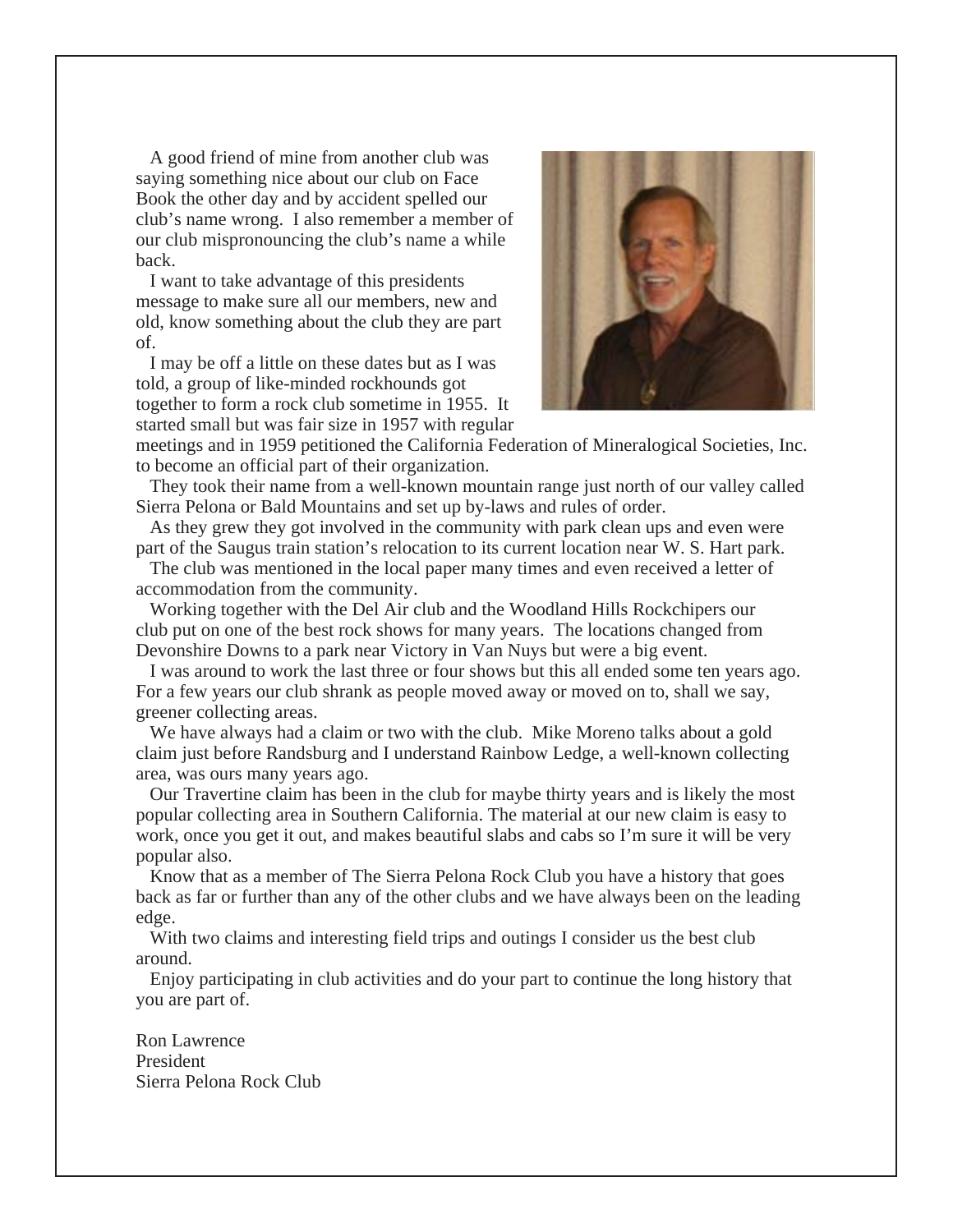A good friend of mine from another club was saying something nice about our club on Face Book the other day and by accident spelled our club's name wrong. I also remember a member of our club mispronouncing the club's name a while back.

I want to take advantage of this presidents message to make sure all our members, new and old, know something about the club they are part of.

I may be off a little on these dates but as I was told, a group of like-minded rockhounds got together to form a rock club sometime in 1955. It started small but was fair size in 1957 with regular meetings and in 1959 petitioned the California Federation of Mineralogical Societies, Inc. to become an official part of their organization.

They took their name from a well-known mountain range just north of our valley called Sierra Pelona or Bald Mountains and set up by-laws and rules of order.

As they grew they got involved in the community with park clean ups and even were part of the Saugus train station's relocation to its current location near W. S. Hart park.

The club was mentioned in the local paper many times and even received a letter of accommodation from the community.

Working together with the Del Air club and the Woodland Hills Rockchipers our club put on one of the best rock shows for many years. The locations changed from Devonshire Downs to a park near Victory in Van Nuys but were a big event.

I was around to work the last three or four shows but this all ended some ten years ago. For a few years our club shrank as people moved away or moved on to, shall we say, greener collecting areas.

We have always had a claim or two with the club. Mike Moreno talks about a gold claim just before Randsburg and I understand Rainbow Ledge, a well-known collecting area, was ours many years ago.

Our Travertine claim has been in the club for maybe thirty years and is likely the most popular collecting area in Southern California. The material at our new claim is easy to work, once you get it out, and makes beautiful slabs and cabs so I'm sure it will be very popular also.

Know that as a member of The Sierra Pelona Rock Club you have a history that goes back as far or further than any of the other clubs and we have always been on the leading edge.

With two claims and interesting field trips and outings I consider us the best club around.

Enjoy participating in club activities and do your part to continue the long history that you are part of.

Ron Lawrence
President
Sierra Pelona Rock Club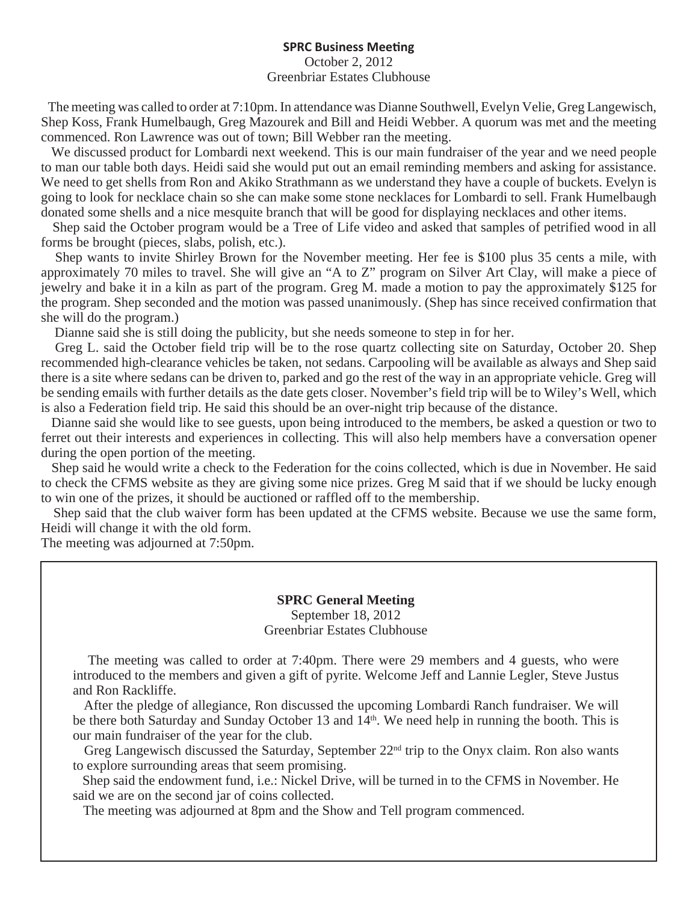## SPRC Business Meeting

October 2, 2012
Greenbriar Estates Clubhouse

The meeting was called to order at 7:10pm. In attendance was Dianne Southwell, Evelyn Velie, Greg Langewisch, Shep Koss, Frank Humelbaugh, Greg Mazourek and Bill and Heidi Webber. A quorum was met and the meeting commenced. Ron Lawrence was out of town; Bill Webber ran the meeting.

We discussed product for Lombardi next weekend. This is our main fundraiser of the year and we need people to man our table both days. Heidi said she would put out an email reminding members and asking for assistance. We need to get shells from Ron and Akiko Strathmann as we understand they have a couple of buckets. Evelyn is going to look for necklace chain so she can make some stone necklaces for Lombardi to sell. Frank Humelbaugh donated some shells and a nice mesquite branch that will be good for displaying necklaces and other items.

Shep said the October program would be a Tree of Life video and asked that samples of petrified wood in all forms be brought (pieces, slabs, polish, etc.).

Shep wants to invite Shirley Brown for the November meeting. Her fee is $100 plus 35 cents a mile, with approximately 70 miles to travel. She will give an "A to Z" program on Silver Art Clay, will make a piece of jewelry and bake it in a kiln as part of the program. Greg M. made a motion to pay the approximately $125 for the program. Shep seconded and the motion was passed unanimously. (Shep has since received confirmation that she will do the program.)

Dianne said she is still doing the publicity, but she needs someone to step in for her.

Greg L. said the October field trip will be to the rose quartz collecting site on Saturday, October 20. Shep recommended high-clearance vehicles be taken, not sedans. Carpooling will be available as always and Shep said there is a site where sedans can be driven to, parked and go the rest of the way in an appropriate vehicle. Greg will be sending emails with further details as the date gets closer. November's field trip will be to Wiley's Well, which is also a Federation field trip. He said this should be an over-night trip because of the distance.

Dianne said she would like to see guests, upon being introduced to the members, be asked a question or two to ferret out their interests and experiences in collecting. This will also help members have a conversation opener during the open portion of the meeting.

Shep said he would write a check to the Federation for the coins collected, which is due in November. He said to check the CFMS website as they are giving some nice prizes. Greg M said that if we should be lucky enough to win one of the prizes, it should be auctioned or raffled off to the membership.

Shep said that the club waiver form has been updated at the CFMS website. Because we use the same form, Heidi will change it with the old form.

The meeting was adjourned at 7:50pm.

## SPRC General Meeting

September 18, 2012
Greenbriar Estates Clubhouse

The meeting was called to order at 7:40pm. There were 29 members and 4 guests, who were introduced to the members and given a gift of pyrite. Welcome Jeff and Lannie Legler, Steve Justus and Ron Rackliffe.

After the pledge of allegiance, Ron discussed the upcoming Lombardi Ranch fundraiser. We will be there both Saturday and Sunday October 13 and 14th. We need help in running the booth. This is our main fundraiser of the year for the club.

Greg Langewisch discussed the Saturday, September 22nd trip to the Onyx claim. Ron also wants to explore surrounding areas that seem promising.

Shep said the endowment fund, i.e.: Nickel Drive, will be turned in to the CFMS in November. He said we are on the second jar of coins collected.

The meeting was adjourned at 8pm and the Show and Tell program commenced.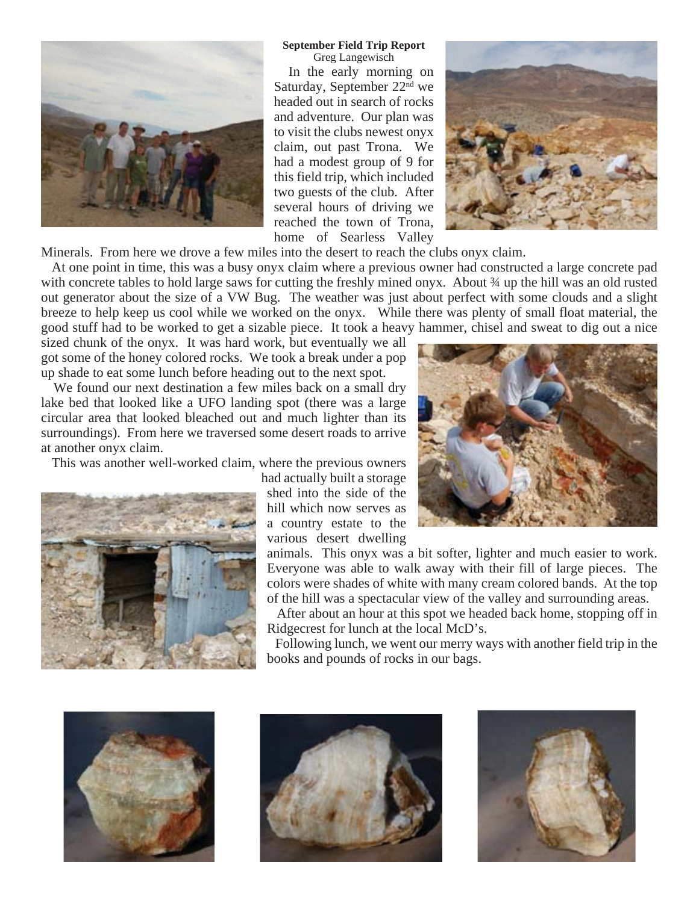**September Field Trip Report**

Greg Langewisch

In the early morning on Saturday, September 22nd we headed out in search of rocks and adventure. Our plan was to visit the clubs newest onyx claim, out past Trona. We had a modest group of 9 for this field trip, which included two guests of the club. After several hours of driving we reached the town of Trona, home of Searless Valley Minerals. From here we drove a few miles into the desert to reach the clubs onyx claim.

At one point in time, this was a busy onyx claim where a previous owner had constructed a large concrete pad with concrete tables to hold large saws for cutting the freshly mined onyx. About ¾ up the hill was an old rusted out generator about the size of a VW Bug. The weather was just about perfect with some clouds and a slight breeze to help keep us cool while we worked on the onyx. While there was plenty of small float material, the good stuff had to be worked to get a sizable piece. It took a heavy hammer, chisel and sweat to dig out a nice sized chunk of the onyx. It was hard work, but eventually we all got some of the honey colored rocks. We took a break under a pop up shade to eat some lunch before heading out to the next spot.

We found our next destination a few miles back on a small dry lake bed that looked like a UFO landing spot (there was a large circular area that looked bleached out and much lighter than its surroundings). From here we traversed some desert roads to arrive at another onyx claim.

This was another well-worked claim, where the previous owners had actually built a storage shed into the side of the hill which now serves as a country estate to the various desert dwelling animals. This onyx was a bit softer, lighter and much easier to work. Everyone was able to walk away with their fill of large pieces. The colors were shades of white with many cream colored bands. At the top of the hill was a spectacular view of the valley and surrounding areas.

After about an hour at this spot we headed back home, stopping off in Ridgecrest for lunch at the local McD's.

Following lunch, we went our merry ways with another field trip in the books and pounds of rocks in our bags.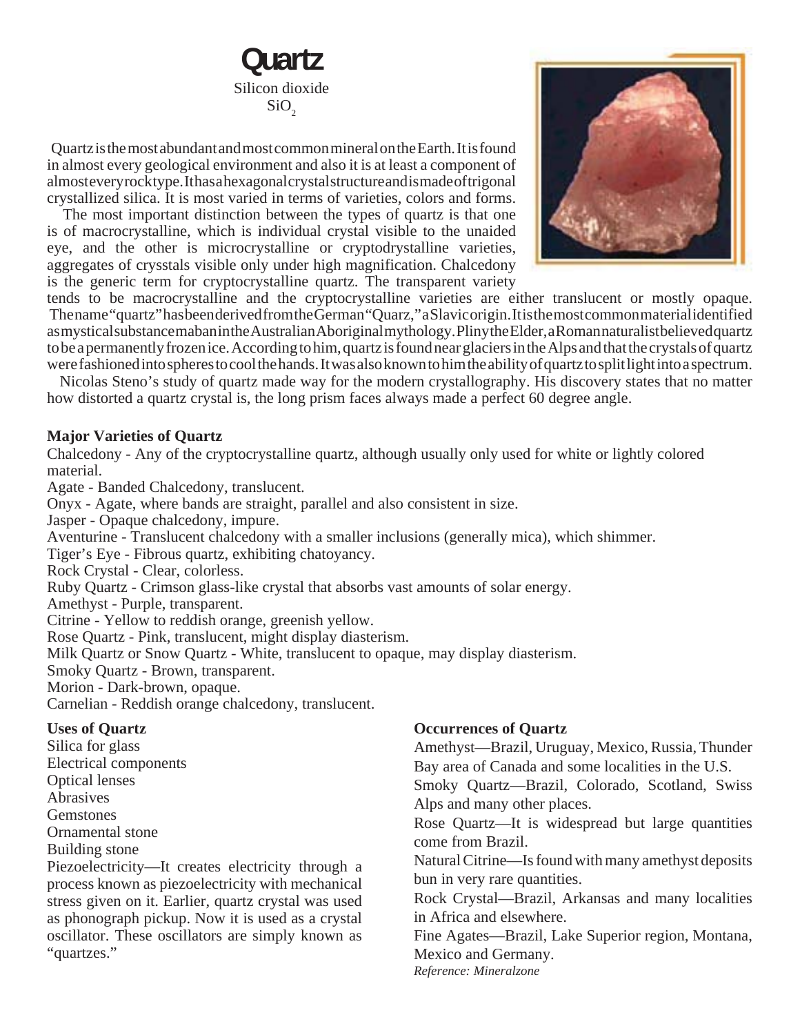# Quartz

Silicon dioxide

$SiO_2$

Quartz is the most abundant and most common mineral on the Earth. It is found in almost every geological environment and also it is at least a component of almost every rock type. It has a hexagonal crystal structure and is made of trigonal crystallized silica. It is most varied in terms of varieties, colors and forms.

The most important distinction between the types of quartz is that one is of macrocrystalline, which is individual crystal visible to the unaided eye, and the other is microcrystalline or cryptodrystalline varieties, aggregates of crysstals visible only under high magnification. Chalcedony is the generic term for cryptocrystalline quartz. The transparent variety tends to be macrocrystalline and the cryptocrystalline varieties are either translucent or mostly opaque. The name "quartz" has been derived from the German "Quarz," a Slavic origin. It is the most common material identified as mystical substance maban in the Australian Aboriginal mythology. Pliny the Elder, a Roman naturalist believed quartz to be a permanently frozen ice. According to him, quartz is found near glaciers in the Alps and that the crystals of quartz were fashioned into spheres to cool the hands. It was also known to him the ability of quartz to split light into a spectrum.

Nicolas Steno's study of quartz made way for the modern crystallography. His discovery states that no matter how distorted a quartz crystal is, the long prism faces always made a perfect 60 degree angle.

**Major Varieties of Quartz**

Chalcedony - Any of the cryptocrystalline quartz, although usually only used for white or lightly colored material.
Agate - Banded Chalcedony, translucent.
Onyx - Agate, where bands are straight, parallel and also consistent in size.
Jasper - Opaque chalcedony, impure.
Aventurine - Translucent chalcedony with a smaller inclusions (generally mica), which shimmer.
Tiger's Eye - Fibrous quartz, exhibiting chatoyancy.
Rock Crystal - Clear, colorless.
Ruby Quartz - Crimson glass-like crystal that absorbs vast amounts of solar energy.
Amethyst - Purple, transparent.
Citrine - Yellow to reddish orange, greenish yellow.
Rose Quartz - Pink, translucent, might display diasterism.
Milk Quartz or Snow Quartz - White, translucent to opaque, may display diasterism.
Smoky Quartz - Brown, transparent.
Morion - Dark-brown, opaque.
Carnelian - Reddish orange chalcedony, translucent.

**Uses of Quartz**

Silica for glass
Electrical components
Optical lenses
Abrasives
Gemstones
Ornamental stone
Building stone
Piezoelectricity—It creates electricity through a process known as piezoelectricity with mechanical stress given on it. Earlier, quartz crystal was used as phonograph pickup. Now it is used as a crystal oscillator. These oscillators are simply known as "quartzes."

**Occurrences of Quartz**

Amethyst—Brazil, Uruguay, Mexico, Russia, Thunder Bay area of Canada and some localities in the U.S.
Smoky Quartz—Brazil, Colorado, Scotland, Swiss Alps and many other places.
Rose Quartz—It is widespread but large quantities come from Brazil.
Natural Citrine—Is found with many amethyst deposits bun in very rare quantities.
Rock Crystal—Brazil, Arkansas and many localities in Africa and elsewhere.
Fine Agates—Brazil, Lake Superior region, Montana, Mexico and Germany.

*Reference: Mineralzone*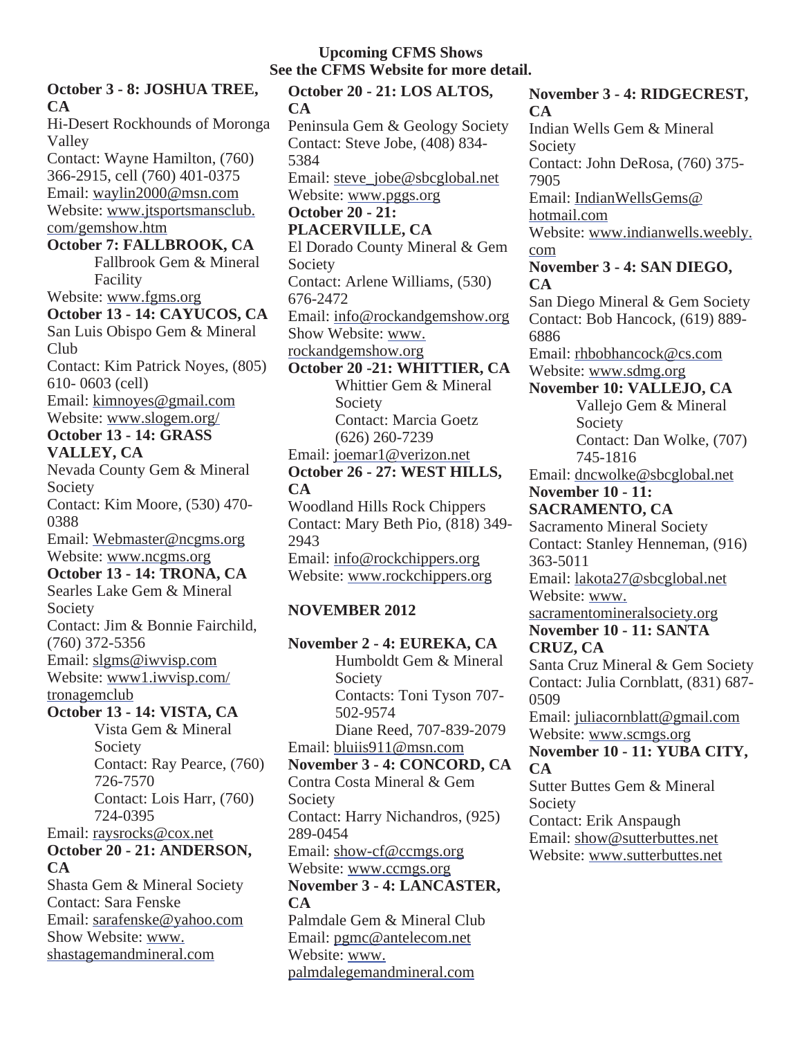## Upcoming CFMS Shows
**See the CFMS Website for more detail.**

**October 3 - 8: JOSHUA TREE, CA**
Hi-Desert Rockhounds of Moronga Valley
Contact: Wayne Hamilton, (760) 366-2915, cell (760) 401-0375
Email: waylin2000@msn.com
Website: www.jtsportsmansclub.com/gemshow.htm

**October 7: FALLBROOK, CA**
Fallbrook Gem & Mineral Facility
Website: www.fgms.org

**October 13 - 14: CAYUCOS, CA**
San Luis Obispo Gem & Mineral Club
Contact: Kim Patrick Noyes, (805) 610- 0603 (cell)
Email: kimnoyes@gmail.com
Website: www.slogem.org/

**October 13 - 14: GRASS VALLEY, CA**
Nevada County Gem & Mineral Society
Contact: Kim Moore, (530) 470-0388
Email: Webmaster@ncgms.org
Website: www.ncgms.org

**October 13 - 14: TRONA, CA**
Searles Lake Gem & Mineral Society
Contact: Jim & Bonnie Fairchild, (760) 372-5356
Email: slgms@iwvisp.com
Website: www1.iwvisp.com/tronagemclub

**October 13 - 14: VISTA, CA**
Vista Gem & Mineral Society
Contact: Ray Pearce, (760) 726-7570
Contact: Lois Harr, (760) 724-0395
Email: raysrocks@cox.net

**October 20 - 21: ANDERSON, CA**
Shasta Gem & Mineral Society
Contact: Sara Fenske
Email: sarafenske@yahoo.com
Show Website: www.shastagemandmineral.com

**October 20 - 21: LOS ALTOS, CA**
Peninsula Gem & Geology Society
Contact: Steve Jobe, (408) 834-5384
Email: steve_jobe@sbcglobal.net
Website: www.pggs.org

**October 20 - 21: PLACERVILLE, CA**
El Dorado County Mineral & Gem Society
Contact: Arlene Williams, (530) 676-2472
Email: info@rockandgemshow.org
Show Website: www.rockandgemshow.org

**October 20 -21: WHITTIER, CA**
Whittier Gem & Mineral Society
Contact: Marcia Goetz (626) 260-7239
Email: joemar1@verizon.net

**October 26 - 27: WEST HILLS, CA**
Woodland Hills Rock Chippers
Contact: Mary Beth Pio, (818) 349-2943
Email: info@rockchippers.org
Website: www.rockchippers.org

### NOVEMBER 2012

**November 2 - 4: EUREKA, CA**
Humboldt Gem & Mineral Society
Contacts: Toni Tyson 707-502-9574
Diane Reed, 707-839-2079
Email: bluiis911@msn.com

**November 3 - 4: CONCORD, CA**
Contra Costa Mineral & Gem Society
Contact: Harry Nichandros, (925) 289-0454
Email: show-cf@ccmgs.org
Website: www.ccmgs.org

**November 3 - 4: LANCASTER, CA**
Palmdale Gem & Mineral Club
Email: pgmc@antelecom.net
Website: www.palmdalegemandmineral.com

**November 3 - 4: RIDGECREST, CA**
Indian Wells Gem & Mineral Society
Contact: John DeRosa, (760) 375-7905
Email: IndianWellsGems@hotmail.com
Website: www.indianwells.weebly.com

**November 3 - 4: SAN DIEGO, CA**
San Diego Mineral & Gem Society
Contact: Bob Hancock, (619) 889-6886
Email: rhbobhancock@cs.com
Website: www.sdmg.org

**November 10: VALLEJO, CA**
Vallejo Gem & Mineral Society
Contact: Dan Wolke, (707) 745-1816
Email: dncwolke@sbcglobal.net

**November 10 - 11: SACRAMENTO, CA**
Sacramento Mineral Society
Contact: Stanley Henneman, (916) 363-5011
Email: lakota27@sbcglobal.net
Website: www.sacramentomineralsociety.org

**November 10 - 11: SANTA CRUZ, CA**
Santa Cruz Mineral & Gem Society
Contact: Julia Cornblatt, (831) 687-0509
Email: juliacornblatt@gmail.com
Website: www.scmgs.org

**November 10 - 11: YUBA CITY, CA**
Sutter Buttes Gem & Mineral Society
Contact: Erik Anspaugh
Email: show@sutterbuttes.net
Website: www.sutterbuttes.net